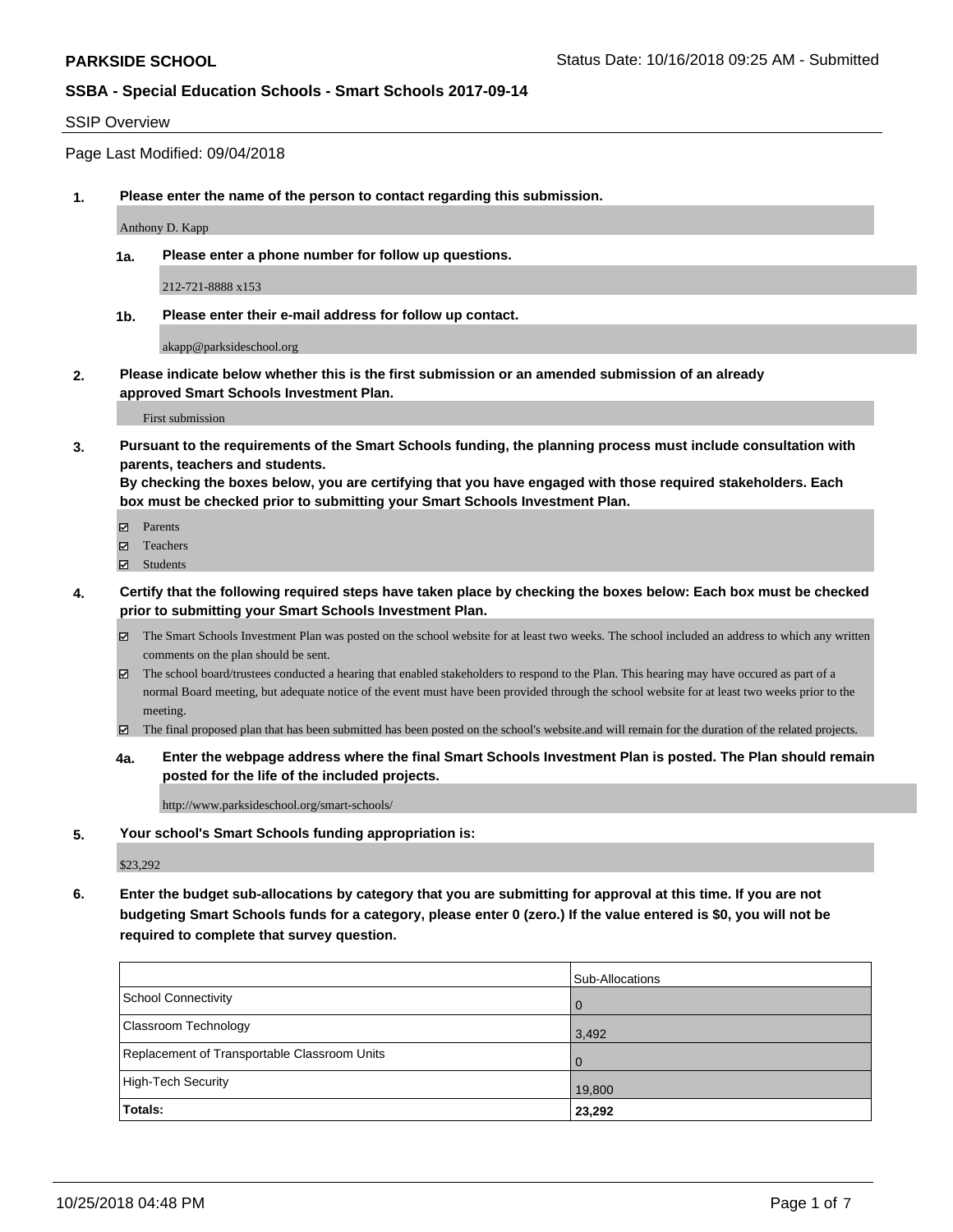**PARKSIDE SCHOOL** Status Date: 10/16/2018 09:25 AM - Submitted

**SSBA - Special Education Schools - Smart Schools 2017-09-14**

SSIP Overview

Page Last Modified: 09/04/2018

**1. Please enter the name of the person to contact regarding this submission.**

Anthony D. Kapp

**1a. Please enter a phone number for follow up questions.**

212-721-8888 x153

**1b. Please enter their e-mail address for follow up contact.**

akapp@parksideschool.org

**2. Please indicate below whether this is the first submission or an amended submission of an already approved Smart Schools Investment Plan.**

First submission

**3. Pursuant to the requirements of the Smart Schools funding, the planning process must include consultation with parents, teachers and students.**
**By checking the boxes below, you are certifying that you have engaged with those required stakeholders. Each box must be checked prior to submitting your Smart Schools Investment Plan.**

- ☑ Parents
- ☑ Teachers
- ☑ Students

**4. Certify that the following required steps have taken place by checking the boxes below: Each box must be checked prior to submitting your Smart Schools Investment Plan.**

- ☑ The Smart Schools Investment Plan was posted on the school website for at least two weeks. The school included an address to which any written comments on the plan should be sent.
- ☑ The school board/trustees conducted a hearing that enabled stakeholders to respond to the Plan. This hearing may have occured as part of a normal Board meeting, but adequate notice of the event must have been provided through the school website for at least two weeks prior to the meeting.
- ☑ The final proposed plan that has been submitted has been posted on the school's website.and will remain for the duration of the related projects.

**4a. Enter the webpage address where the final Smart Schools Investment Plan is posted. The Plan should remain posted for the life of the included projects.**

http://www.parksideschool.org/smart-schools/

**5. Your school's Smart Schools funding appropriation is:**

$23,292

**6. Enter the budget sub-allocations by category that you are submitting for approval at this time. If you are not budgeting Smart Schools funds for a category, please enter 0 (zero.) If the value entered is $0, you will not be required to complete that survey question.**

| | Sub-Allocations |
|---|---|
| School Connectivity | 0 |
| Classroom Technology | 3,492 |
| Replacement of Transportable Classroom Units | 0 |
| High-Tech Security | 19,800 |
| **Totals:** | **23,292** |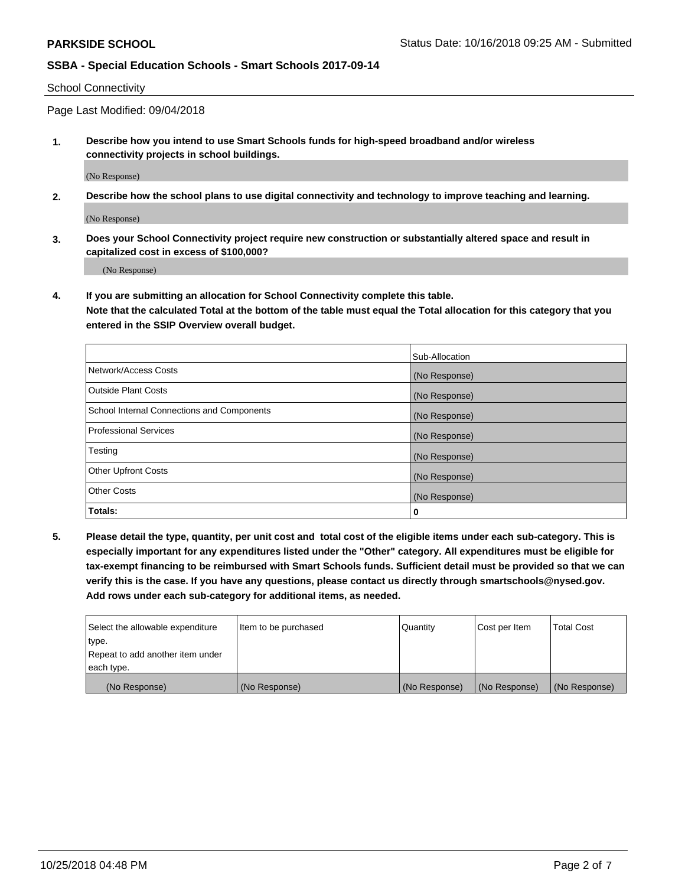School Connectivity

Page Last Modified: 09/04/2018

**1. Describe how you intend to use Smart Schools funds for high-speed broadband and/or wireless connectivity projects in school buildings.**

(No Response)

**2. Describe how the school plans to use digital connectivity and technology to improve teaching and learning.**

(No Response)

**3. Does your School Connectivity project require new construction or substantially altered space and result in capitalized cost in excess of $100,000?**

(No Response)

**4. If you are submitting an allocation for School Connectivity complete this table.**
**Note that the calculated Total at the bottom of the table must equal the Total allocation for this category that you entered in the SSIP Overview overall budget.**

| | Sub-Allocation |
|---|---|
| Network/Access Costs | (No Response) |
| Outside Plant Costs | (No Response) |
| School Internal Connections and Components | (No Response) |
| Professional Services | (No Response) |
| Testing | (No Response) |
| Other Upfront Costs | (No Response) |
| Other Costs | (No Response) |
| **Totals:** | **0** |

**5. Please detail the type, quantity, per unit cost and total cost of the eligible items under each sub-category. This is especially important for any expenditures listed under the "Other" category. All expenditures must be eligible for tax-exempt financing to be reimbursed with Smart Schools funds. Sufficient detail must be provided so that we can verify this is the case. If you have any questions, please contact us directly through smartschools@nysed.gov. Add rows under each sub-category for additional items, as needed.**

| Select the allowable expenditure type. Repeat to add another item under each type. | Item to be purchased | Quantity | Cost per Item | Total Cost |
|---|---|---|---|---|
| (No Response) | (No Response) | (No Response) | (No Response) | (No Response) |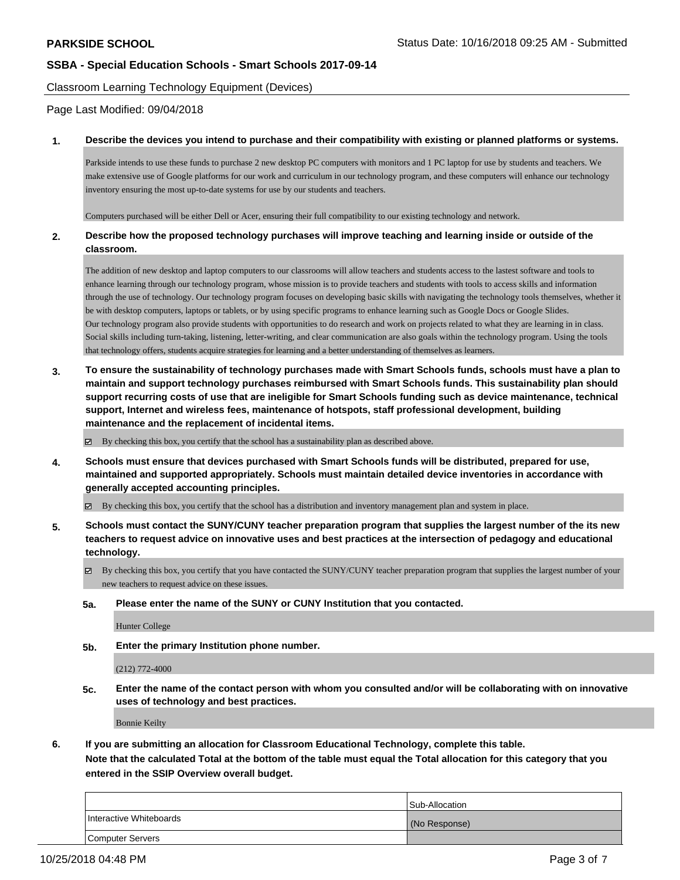Classroom Learning Technology Equipment (Devices)

Page Last Modified: 09/04/2018

**1. Describe the devices you intend to purchase and their compatibility with existing or planned platforms or systems.**

Parkside intends to use these funds to purchase 2 new desktop PC computers with monitors and 1 PC laptop for use by students and teachers. We make extensive use of Google platforms for our work and curriculum in our technology program, and these computers will enhance our technology inventory ensuring the most up-to-date systems for use by our students and teachers.

Computers purchased will be either Dell or Acer, ensuring their full compatibility to our existing technology and network.

**2. Describe how the proposed technology purchases will improve teaching and learning inside or outside of the classroom.**

The addition of new desktop and laptop computers to our classrooms will allow teachers and students access to the lastest software and tools to enhance learning through our technology program, whose mission is to provide teachers and students with tools to access skills and information through the use of technology. Our technology program focuses on developing basic skills with navigating the technology tools themselves, whether it be with desktop computers, laptops or tablets, or by using specific programs to enhance learning such as Google Docs or Google Slides.
Our technology program also provide students with opportunities to do research and work on projects related to what they are learning in in class. Social skills including turn-taking, listening, letter-writing, and clear communication are also goals within the technology program. Using the tools that technology offers, students acquire strategies for learning and a better understanding of themselves as learners.

**3. To ensure the sustainability of technology purchases made with Smart Schools funds, schools must have a plan to maintain and support technology purchases reimbursed with Smart Schools funds. This sustainability plan should support recurring costs of use that are ineligible for Smart Schools funding such as device maintenance, technical support, Internet and wireless fees, maintenance of hotspots, staff professional development, building maintenance and the replacement of incidental items.**

☑ By checking this box, you certify that the school has a sustainability plan as described above.

**4. Schools must ensure that devices purchased with Smart Schools funds will be distributed, prepared for use, maintained and supported appropriately. Schools must maintain detailed device inventories in accordance with generally accepted accounting principles.**

☑ By checking this box, you certify that the school has a distribution and inventory management plan and system in place.

**5. Schools must contact the SUNY/CUNY teacher preparation program that supplies the largest number of the its new teachers to request advice on innovative uses and best practices at the intersection of pedagogy and educational technology.**

☑ By checking this box, you certify that you have contacted the SUNY/CUNY teacher preparation program that supplies the largest number of your new teachers to request advice on these issues.

**5a. Please enter the name of the SUNY or CUNY Institution that you contacted.**

Hunter College

**5b. Enter the primary Institution phone number.**

(212) 772-4000

**5c. Enter the name of the contact person with whom you consulted and/or will be collaborating with on innovative uses of technology and best practices.**

Bonnie Keilty

**6. If you are submitting an allocation for Classroom Educational Technology, complete this table.**
**Note that the calculated Total at the bottom of the table must equal the Total allocation for this category that you entered in the SSIP Overview overall budget.**

| | Sub-Allocation |
|---|---|
| Interactive Whiteboards | (No Response) |
| Computer Servers | |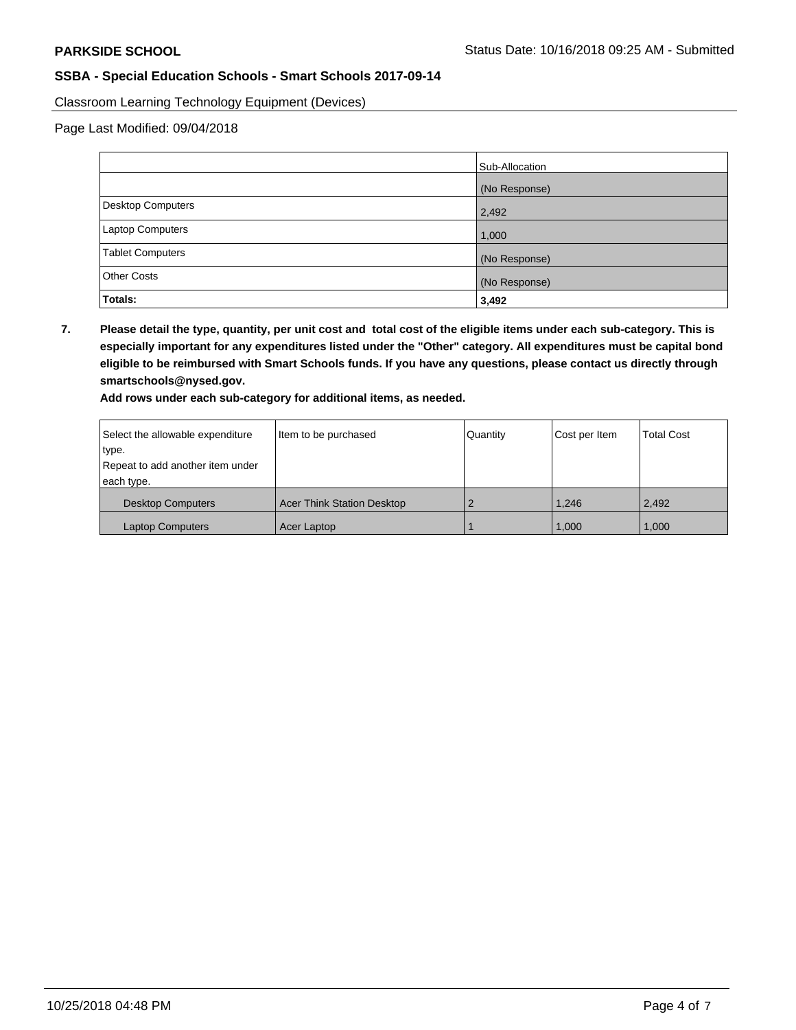**PARKSIDE SCHOOL** Status Date: 10/16/2018 09:25 AM - Submitted

**SSBA - Special Education Schools - Smart Schools 2017-09-14**

Classroom Learning Technology Equipment (Devices)

Page Last Modified: 09/04/2018

| | Sub-Allocation |
|---|---|
| | (No Response) |
| Desktop Computers | 2,492 |
| Laptop Computers | 1,000 |
| Tablet Computers | (No Response) |
| Other Costs | (No Response) |
| **Totals:** | **3,492** |

**7. Please detail the type, quantity, per unit cost and total cost of the eligible items under each sub-category. This is especially important for any expenditures listed under the "Other" category. All expenditures must be capital bond eligible to be reimbursed with Smart Schools funds. If you have any questions, please contact us directly through smartschools@nysed.gov.**

**Add rows under each sub-category for additional items, as needed.**

| Select the allowable expenditure type. Repeat to add another item under each type. | Item to be purchased | Quantity | Cost per Item | Total Cost |
|---|---|---|---|---|
| Desktop Computers | Acer Think Station Desktop | 2 | 1,246 | 2,492 |
| Laptop Computers | Acer Laptop | 1 | 1,000 | 1,000 |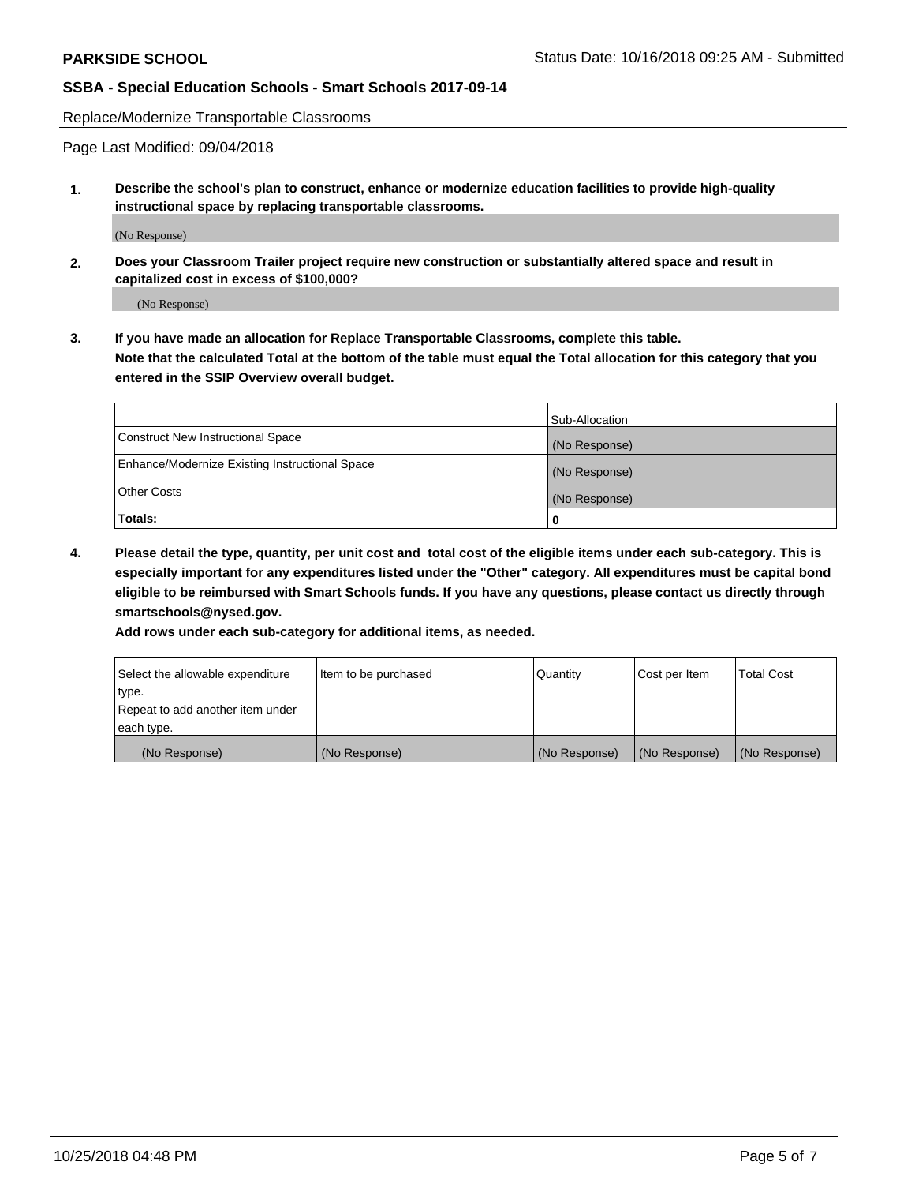**PARKSIDE SCHOOL** Status Date: 10/16/2018 09:25 AM - Submitted

**SSBA - Special Education Schools - Smart Schools 2017-09-14**

Replace/Modernize Transportable Classrooms

Page Last Modified: 09/04/2018

1. **Describe the school's plan to construct, enhance or modernize education facilities to provide high-quality instructional space by replacing transportable classrooms.**

   (No Response)

2. **Does your Classroom Trailer project require new construction or substantially altered space and result in capitalized cost in excess of $100,000?**

   (No Response)

3. **If you have made an allocation for Replace Transportable Classrooms, complete this table. Note that the calculated Total at the bottom of the table must equal the Total allocation for this category that you entered in the SSIP Overview overall budget.**

| | Sub-Allocation |
|---|---|
| Construct New Instructional Space | (No Response) |
| Enhance/Modernize Existing Instructional Space | (No Response) |
| Other Costs | (No Response) |
| **Totals:** | 0 |

4. **Please detail the type, quantity, per unit cost and total cost of the eligible items under each sub-category. This is especially important for any expenditures listed under the "Other" category. All expenditures must be capital bond eligible to be reimbursed with Smart Schools funds. If you have any questions, please contact us directly through smartschools@nysed.gov.**

   **Add rows under each sub-category for additional items, as needed.**

| Select the allowable expenditure type. Repeat to add another item under each type. | Item to be purchased | Quantity | Cost per Item | Total Cost |
|---|---|---|---|---|
| (No Response) | (No Response) | (No Response) | (No Response) | (No Response) |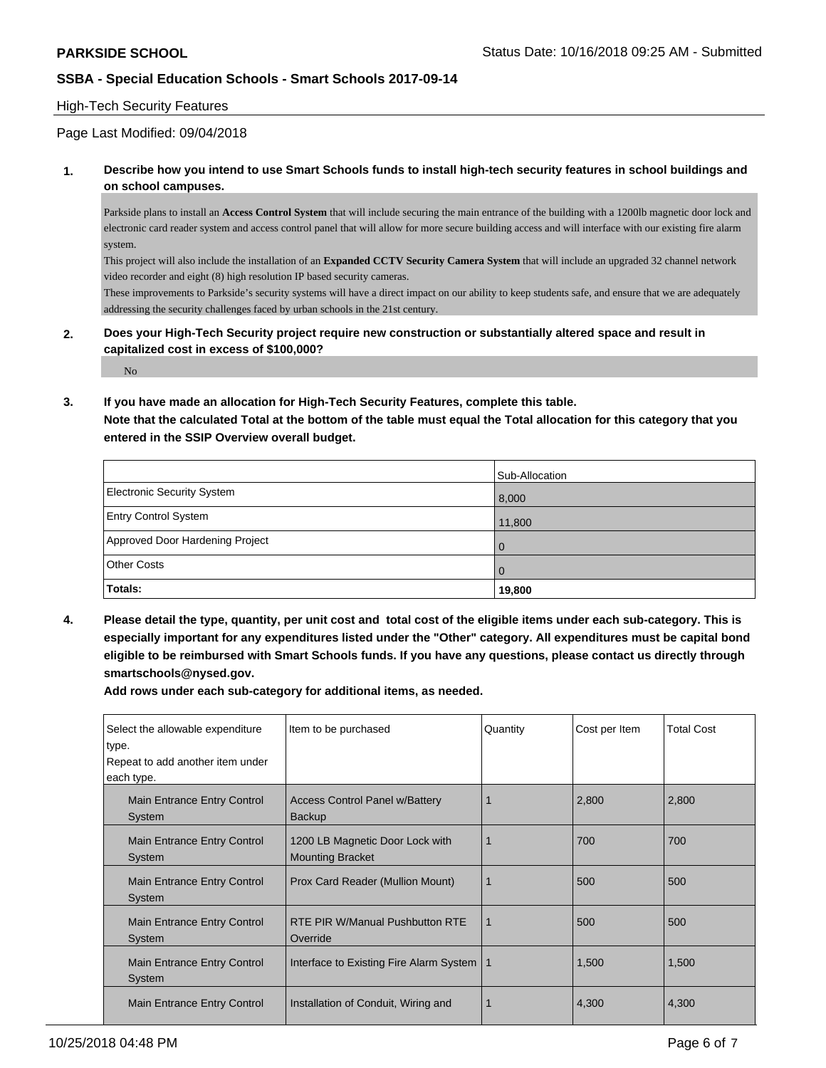**PARKSIDE SCHOOL** Status Date: 10/16/2018 09:25 AM - Submitted

**SSBA - Special Education Schools - Smart Schools 2017-09-14**

High-Tech Security Features

Page Last Modified: 09/04/2018

**1. Describe how you intend to use Smart Schools funds to install high-tech security features in school buildings and on school campuses.**

Parkside plans to install an **Access Control System** that will include securing the main entrance of the building with a 1200lb magnetic door lock and electronic card reader system and access control panel that will allow for more secure building access and will interface with our existing fire alarm system.
This project will also include the installation of an **Expanded CCTV Security Camera System** that will include an upgraded 32 channel network video recorder and eight (8) high resolution IP based security cameras.
These improvements to Parkside's security systems will have a direct impact on our ability to keep students safe, and ensure that we are adequately addressing the security challenges faced by urban schools in the 21st century.

**2. Does your High-Tech Security project require new construction or substantially altered space and result in capitalized cost in excess of $100,000?**

No

**3. If you have made an allocation for High-Tech Security Features, complete this table.**
**Note that the calculated Total at the bottom of the table must equal the Total allocation for this category that you entered in the SSIP Overview overall budget.**

| | Sub-Allocation |
|---|---|
| Electronic Security System | 8,000 |
| Entry Control System | 11,800 |
| Approved Door Hardening Project | 0 |
| Other Costs | 0 |
| **Totals:** | **19,800** |

**4. Please detail the type, quantity, per unit cost and total cost of the eligible items under each sub-category. This is especially important for any expenditures listed under the "Other" category. All expenditures must be capital bond eligible to be reimbursed with Smart Schools funds. If you have any questions, please contact us directly through smartschools@nysed.gov.**
**Add rows under each sub-category for additional items, as needed.**

| Select the allowable expenditure type. Repeat to add another item under each type. | Item to be purchased | Quantity | Cost per Item | Total Cost |
|---|---|---|---|---|
| Main Entrance Entry Control System | Access Control Panel w/Battery Backup | 1 | 2,800 | 2,800 |
| Main Entrance Entry Control System | 1200 LB Magnetic Door Lock with Mounting Bracket | 1 | 700 | 700 |
| Main Entrance Entry Control System | Prox Card Reader (Mullion Mount) | 1 | 500 | 500 |
| Main Entrance Entry Control System | RTE PIR W/Manual Pushbutton RTE Override | 1 | 500 | 500 |
| Main Entrance Entry Control System | Interface to Existing Fire Alarm System | 1 | 1,500 | 1,500 |
| Main Entrance Entry Control | Installation of Conduit, Wiring and | 1 | 4,300 | 4,300 |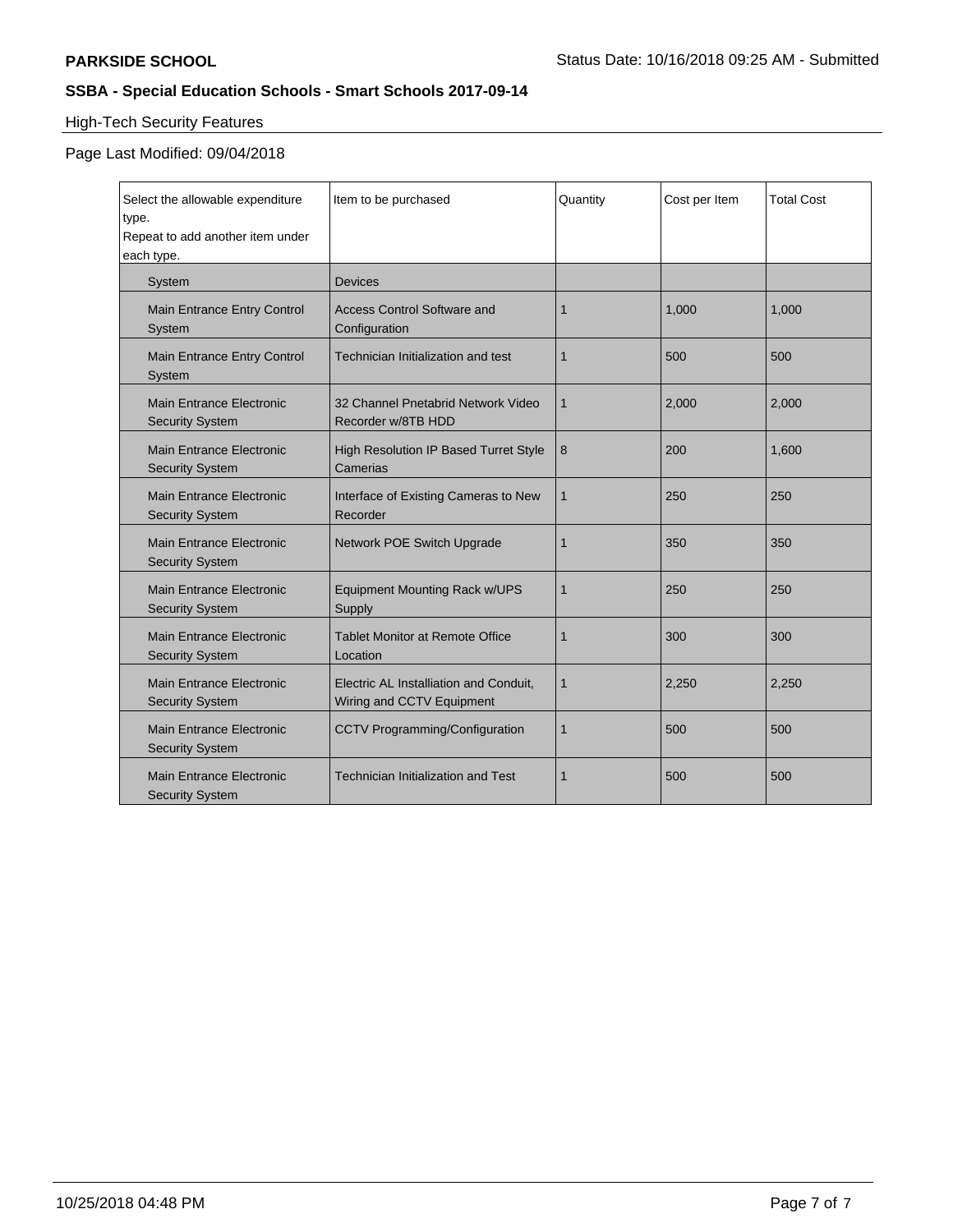**PARKSIDE SCHOOL**

Status Date: 10/16/2018 09:25 AM - Submitted

## SSBA - Special Education Schools - Smart Schools 2017-09-14

High-Tech Security Features

Page Last Modified: 09/04/2018

| Select the allowable expenditure type. Repeat to add another item under each type. | Item to be purchased | Quantity | Cost per Item | Total Cost |
|---|---|---|---|---|
| System | Devices | | | |
| Main Entrance Entry Control System | Access Control Software and Configuration | 1 | 1,000 | 1,000 |
| Main Entrance Entry Control System | Technician Initialization and test | 1 | 500 | 500 |
| Main Entrance Electronic Security System | 32 Channel Pnetabrid Network Video Recorder w/8TB HDD | 1 | 2,000 | 2,000 |
| Main Entrance Electronic Security System | High Resolution IP Based Turret Style Camerias | 8 | 200 | 1,600 |
| Main Entrance Electronic Security System | Interface of Existing Cameras to New Recorder | 1 | 250 | 250 |
| Main Entrance Electronic Security System | Network POE Switch Upgrade | 1 | 350 | 350 |
| Main Entrance Electronic Security System | Equipment Mounting Rack w/UPS Supply | 1 | 250 | 250 |
| Main Entrance Electronic Security System | Tablet Monitor at Remote Office Location | 1 | 300 | 300 |
| Main Entrance Electronic Security System | Electric AL Installiation and Conduit, Wiring and CCTV Equipment | 1 | 2,250 | 2,250 |
| Main Entrance Electronic Security System | CCTV Programming/Configuration | 1 | 500 | 500 |
| Main Entrance Electronic Security System | Technician Initialization and Test | 1 | 500 | 500 |